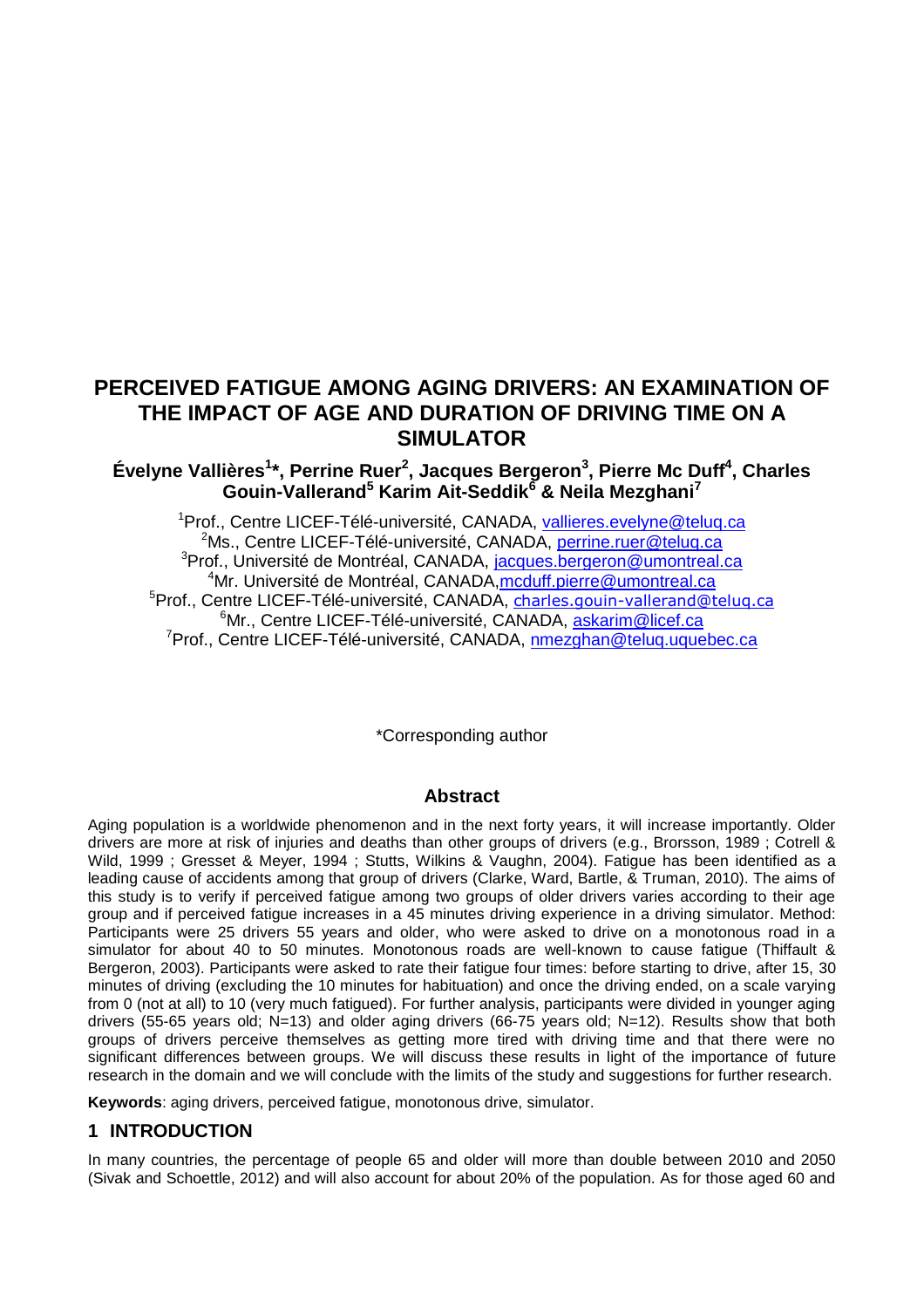# PERCEIVED FATIGUE AMONG AGING DRIVERS: AN EXAMINATION OF THE IMPACT OF AGE AND DURATION OF DRIVING TIME ON A SIMULATOR

**Évelyne Vallières[1]\*, Perrine Ruer[2], Jacques Bergeron[3], Pierre Mc Duff[4], Charles Gouin-Vallerand[5] Karim Ait-Seddik[6] & Neila Mezghani[7]**

[1]Prof., Centre LICEF-Télé-université, CANADA, vallieres.evelyne@teluq.ca
[2]Ms., Centre LICEF-Télé-université, CANADA, perrine.ruer@teluq.ca
[3]Prof., Université de Montréal, CANADA, jacques.bergeron@umontreal.ca
[4]Mr. Université de Montréal, CANADA,mcduff.pierre@umontreal.ca
[5]Prof., Centre LICEF-Télé-université, CANADA, charles.gouin-vallerand@teluq.ca
[6]Mr., Centre LICEF-Télé-université, CANADA, askarim@licef.ca
[7]Prof., Centre LICEF-Télé-université, CANADA, nmezghan@teluq.uquebec.ca

\*Corresponding author

## Abstract

Aging population is a worldwide phenomenon and in the next forty years, it will increase importantly. Older drivers are more at risk of injuries and deaths than other groups of drivers (e.g., Brorsson, 1989 ; Cotrell & Wild, 1999 ; Gresset & Meyer, 1994 ; Stutts, Wilkins & Vaughn, 2004). Fatigue has been identified as a leading cause of accidents among that group of drivers (Clarke, Ward, Bartle, & Truman, 2010). The aims of this study is to verify if perceived fatigue among two groups of older drivers varies according to their age group and if perceived fatigue increases in a 45 minutes driving experience in a driving simulator. Method: Participants were 25 drivers 55 years and older, who were asked to drive on a monotonous road in a simulator for about 40 to 50 minutes. Monotonous roads are well-known to cause fatigue (Thiffault & Bergeron, 2003). Participants were asked to rate their fatigue four times: before starting to drive, after 15, 30 minutes of driving (excluding the 10 minutes for habituation) and once the driving ended, on a scale varying from 0 (not at all) to 10 (very much fatigued). For further analysis, participants were divided in younger aging drivers (55-65 years old; N=13) and older aging drivers (66-75 years old; N=12). Results show that both groups of drivers perceive themselves as getting more tired with driving time and that there were no significant differences between groups. We will discuss these results in light of the importance of future research in the domain and we will conclude with the limits of the study and suggestions for further research.

**Keywords**: aging drivers, perceived fatigue, monotonous drive, simulator.

## 1 INTRODUCTION

In many countries, the percentage of people 65 and older will more than double between 2010 and 2050 (Sivak and Schoettle, 2012) and will also account for about 20% of the population. As for those aged 60 and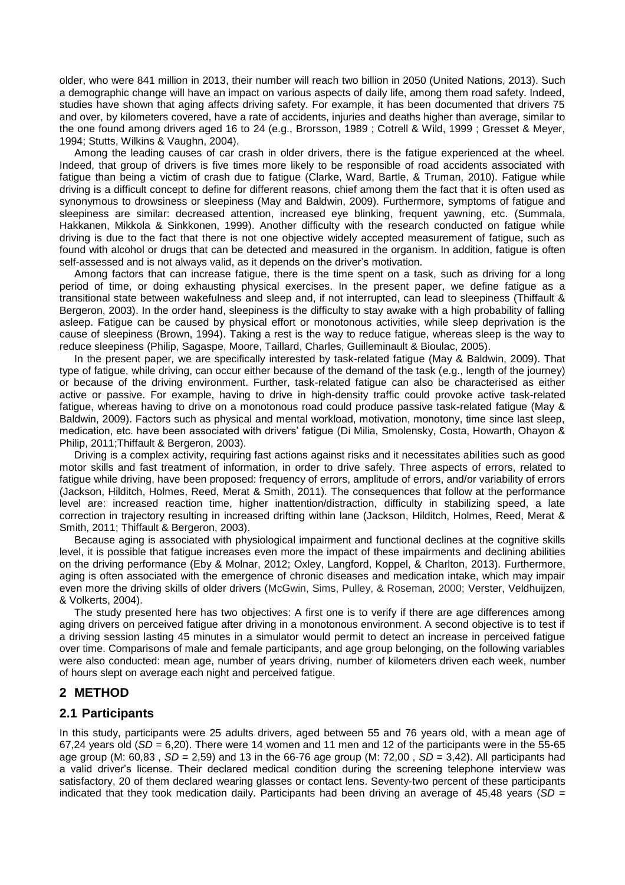older, who were 841 million in 2013, their number will reach two billion in 2050 (United Nations, 2013). Such a demographic change will have an impact on various aspects of daily life, among them road safety. Indeed, studies have shown that aging affects driving safety. For example, it has been documented that drivers 75 and over, by kilometers covered, have a rate of accidents, injuries and deaths higher than average, similar to the one found among drivers aged 16 to 24 (e.g., Brorsson, 1989 ; Cotrell & Wild, 1999 ; Gresset & Meyer, 1994; Stutts, Wilkins & Vaughn, 2004).

Among the leading causes of car crash in older drivers, there is the fatigue experienced at the wheel. Indeed, that group of drivers is five times more likely to be responsible of road accidents associated with fatigue than being a victim of crash due to fatigue (Clarke, Ward, Bartle, & Truman, 2010). Fatigue while driving is a difficult concept to define for different reasons, chief among them the fact that it is often used as synonymous to drowsiness or sleepiness (May and Baldwin, 2009). Furthermore, symptoms of fatigue and sleepiness are similar: decreased attention, increased eye blinking, frequent yawning, etc. (Summala, Hakkanen, Mikkola & Sinkkonen, 1999). Another difficulty with the research conducted on fatigue while driving is due to the fact that there is not one objective widely accepted measurement of fatigue, such as found with alcohol or drugs that can be detected and measured in the organism. In addition, fatigue is often self-assessed and is not always valid, as it depends on the driver's motivation.

Among factors that can increase fatigue, there is the time spent on a task, such as driving for a long period of time, or doing exhausting physical exercises. In the present paper, we define fatigue as a transitional state between wakefulness and sleep and, if not interrupted, can lead to sleepiness (Thiffault & Bergeron, 2003). In the order hand, sleepiness is the difficulty to stay awake with a high probability of falling asleep. Fatigue can be caused by physical effort or monotonous activities, while sleep deprivation is the cause of sleepiness (Brown, 1994). Taking a rest is the way to reduce fatigue, whereas sleep is the way to reduce sleepiness (Philip, Sagaspe, Moore, Taillard, Charles, Guilleminault & Bioulac, 2005).

In the present paper, we are specifically interested by task-related fatigue (May & Baldwin, 2009). That type of fatigue, while driving, can occur either because of the demand of the task (e.g., length of the journey) or because of the driving environment. Further, task-related fatigue can also be characterised as either active or passive. For example, having to drive in high-density traffic could provoke active task-related fatigue, whereas having to drive on a monotonous road could produce passive task-related fatigue (May & Baldwin, 2009). Factors such as physical and mental workload, motivation, monotony, time since last sleep, medication, etc. have been associated with drivers' fatigue (Di Milia, Smolensky, Costa, Howarth, Ohayon & Philip, 2011;Thiffault & Bergeron, 2003).

Driving is a complex activity, requiring fast actions against risks and it necessitates abilities such as good motor skills and fast treatment of information, in order to drive safely. Three aspects of errors, related to fatigue while driving, have been proposed: frequency of errors, amplitude of errors, and/or variability of errors (Jackson, Hilditch, Holmes, Reed, Merat & Smith, 2011). The consequences that follow at the performance level are: increased reaction time, higher inattention/distraction, difficulty in stabilizing speed, a late correction in trajectory resulting in increased drifting within lane (Jackson, Hilditch, Holmes, Reed, Merat & Smith, 2011; Thiffault & Bergeron, 2003).

Because aging is associated with physiological impairment and functional declines at the cognitive skills level, it is possible that fatigue increases even more the impact of these impairments and declining abilities on the driving performance (Eby & Molnar, 2012; Oxley, Langford, Koppel, & Charlton, 2013). Furthermore, aging is often associated with the emergence of chronic diseases and medication intake, which may impair even more the driving skills of older drivers (McGwin, Sims, Pulley, & Roseman, 2000; Verster, Veldhuijzen, & Volkerts, 2004).

The study presented here has two objectives: A first one is to verify if there are age differences among aging drivers on perceived fatigue after driving in a monotonous environment. A second objective is to test if a driving session lasting 45 minutes in a simulator would permit to detect an increase in perceived fatigue over time. Comparisons of male and female participants, and age group belonging, on the following variables were also conducted: mean age, number of years driving, number of kilometers driven each week, number of hours slept on average each night and perceived fatigue.

## 2 METHOD

### 2.1 Participants

In this study, participants were 25 adults drivers, aged between 55 and 76 years old, with a mean age of 67,24 years old (*SD* = 6,20). There were 14 women and 11 men and 12 of the participants were in the 55-65 age group (M: 60,83 , *SD* = 2,59) and 13 in the 66-76 age group (M: 72,00 , *SD* = 3,42). All participants had a valid driver's license. Their declared medical condition during the screening telephone interview was satisfactory, 20 of them declared wearing glasses or contact lens. Seventy-two percent of these participants indicated that they took medication daily. Participants had been driving an average of 45,48 years (*SD* =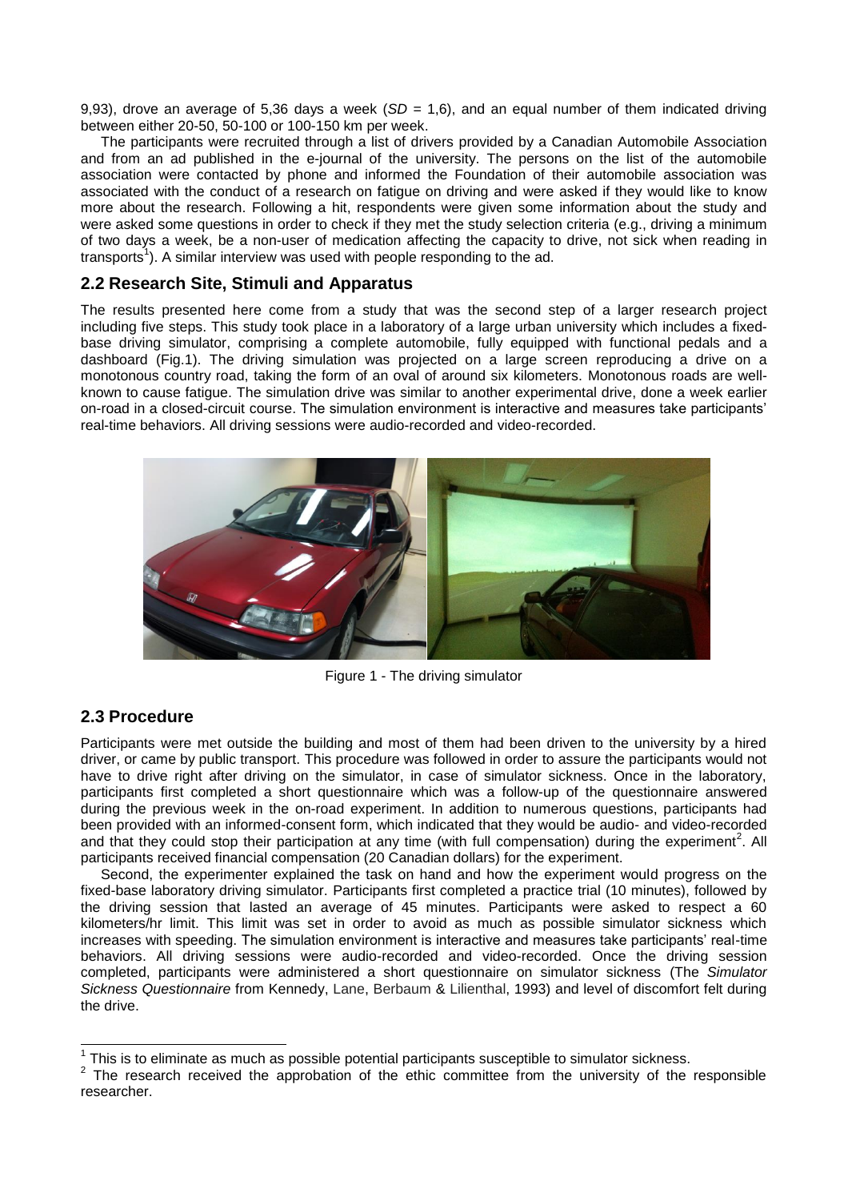9,93), drove an average of 5,36 days a week (*SD* = 1,6), and an equal number of them indicated driving between either 20-50, 50-100 or 100-150 km per week.

The participants were recruited through a list of drivers provided by a Canadian Automobile Association and from an ad published in the e-journal of the university. The persons on the list of the automobile association were contacted by phone and informed the Foundation of their automobile association was associated with the conduct of a research on fatigue on driving and were asked if they would like to know more about the research. Following a hit, respondents were given some information about the study and were asked some questions in order to check if they met the study selection criteria (e.g., driving a minimum of two days a week, be a non-user of medication affecting the capacity to drive, not sick when reading in transports[1]). A similar interview was used with people responding to the ad.

## 2.2 Research Site, Stimuli and Apparatus

The results presented here come from a study that was the second step of a larger research project including five steps. This study took place in a laboratory of a large urban university which includes a fixed-base driving simulator, comprising a complete automobile, fully equipped with functional pedals and a dashboard (Fig.1). The driving simulation was projected on a large screen reproducing a drive on a monotonous country road, taking the form of an oval of around six kilometers. Monotonous roads are well-known to cause fatigue. The simulation drive was similar to another experimental drive, done a week earlier on-road in a closed-circuit course. The simulation environment is interactive and measures take participants' real-time behaviors. All driving sessions were audio-recorded and video-recorded.

Figure 1 - The driving simulator

## 2.3 Procedure

Participants were met outside the building and most of them had been driven to the university by a hired driver, or came by public transport. This procedure was followed in order to assure the participants would not have to drive right after driving on the simulator, in case of simulator sickness. Once in the laboratory, participants first completed a short questionnaire which was a follow-up of the questionnaire answered during the previous week in the on-road experiment. In addition to numerous questions, participants had been provided with an informed-consent form, which indicated that they would be audio- and video-recorded and that they could stop their participation at any time (with full compensation) during the experiment[2]. All participants received financial compensation (20 Canadian dollars) for the experiment.

Second, the experimenter explained the task on hand and how the experiment would progress on the fixed-base laboratory driving simulator. Participants first completed a practice trial (10 minutes), followed by the driving session that lasted an average of 45 minutes. Participants were asked to respect a 60 kilometers/hr limit. This limit was set in order to avoid as much as possible simulator sickness which increases with speeding. The simulation environment is interactive and measures take participants' real-time behaviors. All driving sessions were audio-recorded and video-recorded. Once the driving session completed, participants were administered a short questionnaire on simulator sickness (The *Simulator Sickness Questionnaire* from Kennedy, Lane, Berbaum & Lilienthal, 1993) and level of discomfort felt during the drive.

---

[1] This is to eliminate as much as possible potential participants susceptible to simulator sickness.

[2] The research received the approbation of the ethic committee from the university of the responsible researcher.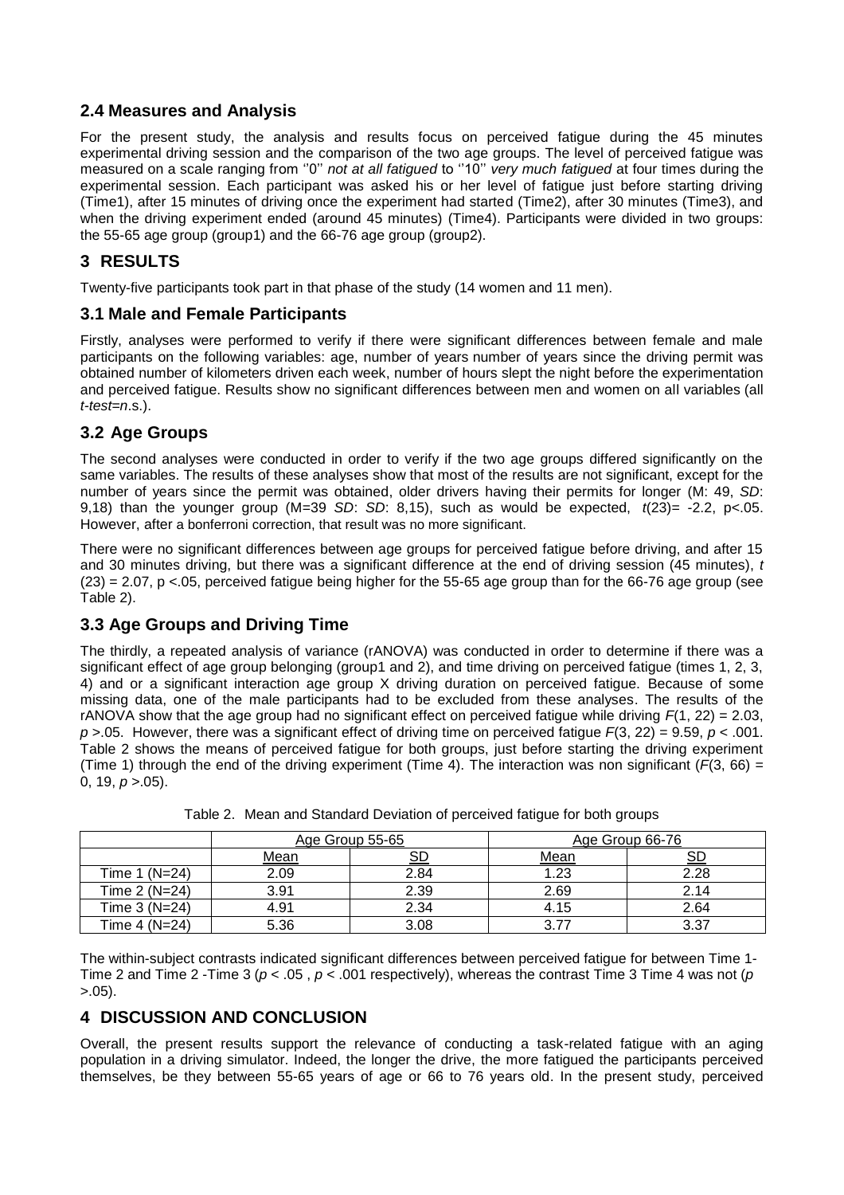## 2.4 Measures and Analysis

For the present study, the analysis and results focus on perceived fatigue during the 45 minutes experimental driving session and the comparison of the two age groups. The level of perceived fatigue was measured on a scale ranging from ''0'' *not at all fatigued* to ''10'' *very much fatigued* at four times during the experimental session. Each participant was asked his or her level of fatigue just before starting driving (Time1), after 15 minutes of driving once the experiment had started (Time2), after 30 minutes (Time3), and when the driving experiment ended (around 45 minutes) (Time4). Participants were divided in two groups: the 55-65 age group (group1) and the 66-76 age group (group2).

# 3 RESULTS

Twenty-five participants took part in that phase of the study (14 women and 11 men).

## 3.1 Male and Female Participants

Firstly, analyses were performed to verify if there were significant differences between female and male participants on the following variables: age, number of years number of years since the driving permit was obtained number of kilometers driven each week, number of hours slept the night before the experimentation and perceived fatigue. Results show no significant differences between men and women on all variables (all *t-test*=*n*.s.).

## 3.2 Age Groups

The second analyses were conducted in order to verify if the two age groups differed significantly on the same variables. The results of these analyses show that most of the results are not significant, except for the number of years since the permit was obtained, older drivers having their permits for longer (M: 49, *SD*: 9,18) than the younger group (M=39 *SD*: *SD*: 8,15), such as would be expected, $t(23)= -2.2$, $p<.05$. However, after a bonferroni correction, that result was no more significant.

There were no significant differences between age groups for perceived fatigue before driving, and after 15 and 30 minutes driving, but there was a significant difference at the end of driving session (45 minutes), $t(23) = 2.07$, $p <.05$, perceived fatigue being higher for the 55-65 age group than for the 66-76 age group (see Table 2).

## 3.3 Age Groups and Driving Time

The thirdly, a repeated analysis of variance (rANOVA) was conducted in order to determine if there was a significant effect of age group belonging (group1 and 2), and time driving on perceived fatigue (times 1, 2, 3, 4) and or a significant interaction age group X driving duration on perceived fatigue. Because of some missing data, one of the male participants had to be excluded from these analyses. The results of the rANOVA show that the age group had no significant effect on perceived fatigue while driving $F(1, 22) = 2.03$, $p >.05$. However, there was a significant effect of driving time on perceived fatigue $F(3, 22) = 9.59$, $p < .001$. Table 2 shows the means of perceived fatigue for both groups, just before starting the driving experiment (Time 1) through the end of the driving experiment (Time 4). The interaction was non significant ($F(3, 66) =$ 0, 19, $p >.05$).

Table 2. Mean and Standard Deviation of perceived fatigue for both groups

| | Age Group 55-65 | | Age Group 66-76 | |
|---|---|---|---|---|
| | Mean | SD | Mean | SD |
| Time 1 (N=24) | 2.09 | 2.84 | 1.23 | 2.28 |
| Time 2 (N=24) | 3.91 | 2.39 | 2.69 | 2.14 |
| Time 3 (N=24) | 4.91 | 2.34 | 4.15 | 2.64 |
| Time 4 (N=24) | 5.36 | 3.08 | 3.77 | 3.37 |

The within-subject contrasts indicated significant differences between perceived fatigue for between Time 1-Time 2 and Time 2 -Time 3 ($p < .05$ , $p < .001$ respectively), whereas the contrast Time 3 Time 4 was not ($p >.05$).

# 4 DISCUSSION AND CONCLUSION

Overall, the present results support the relevance of conducting a task-related fatigue with an aging population in a driving simulator. Indeed, the longer the drive, the more fatigued the participants perceived themselves, be they between 55-65 years of age or 66 to 76 years old. In the present study, perceived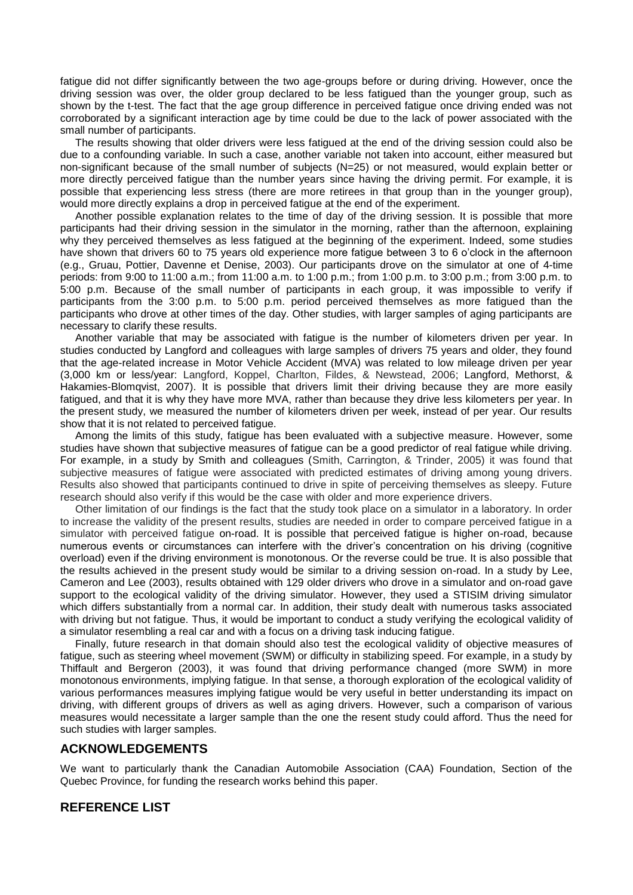fatigue did not differ significantly between the two age-groups before or during driving. However, once the driving session was over, the older group declared to be less fatigued than the younger group, such as shown by the t-test. The fact that the age group difference in perceived fatigue once driving ended was not corroborated by a significant interaction age by time could be due to the lack of power associated with the small number of participants.

The results showing that older drivers were less fatigued at the end of the driving session could also be due to a confounding variable. In such a case, another variable not taken into account, either measured but non-significant because of the small number of subjects (N=25) or not measured, would explain better or more directly perceived fatigue than the number years since having the driving permit. For example, it is possible that experiencing less stress (there are more retirees in that group than in the younger group), would more directly explains a drop in perceived fatigue at the end of the experiment.

Another possible explanation relates to the time of day of the driving session. It is possible that more participants had their driving session in the simulator in the morning, rather than the afternoon, explaining why they perceived themselves as less fatigued at the beginning of the experiment. Indeed, some studies have shown that drivers 60 to 75 years old experience more fatigue between 3 to 6 o'clock in the afternoon (e.g., Gruau, Pottier, Davenne et Denise, 2003). Our participants drove on the simulator at one of 4-time periods: from 9:00 to 11:00 a.m.; from 11:00 a.m. to 1:00 p.m.; from 1:00 p.m. to 3:00 p.m.; from 3:00 p.m. to 5:00 p.m. Because of the small number of participants in each group, it was impossible to verify if participants from the 3:00 p.m. to 5:00 p.m. period perceived themselves as more fatigued than the participants who drove at other times of the day. Other studies, with larger samples of aging participants are necessary to clarify these results.

Another variable that may be associated with fatigue is the number of kilometers driven per year. In studies conducted by Langford and colleagues with large samples of drivers 75 years and older, they found that the age-related increase in Motor Vehicle Accident (MVA) was related to low mileage driven per year (3,000 km or less/year: Langford, Koppel, Charlton, Fildes, & Newstead, 2006; Langford, Methorst, & Hakamies-Blomqvist, 2007). It is possible that drivers limit their driving because they are more easily fatigued, and that it is why they have more MVA, rather than because they drive less kilometers per year. In the present study, we measured the number of kilometers driven per week, instead of per year. Our results show that it is not related to perceived fatigue.

Among the limits of this study, fatigue has been evaluated with a subjective measure. However, some studies have shown that subjective measures of fatigue can be a good predictor of real fatigue while driving. For example, in a study by Smith and colleagues (Smith, Carrington, & Trinder, 2005) it was found that subjective measures of fatigue were associated with predicted estimates of driving among young drivers. Results also showed that participants continued to drive in spite of perceiving themselves as sleepy. Future research should also verify if this would be the case with older and more experience drivers.

Other limitation of our findings is the fact that the study took place on a simulator in a laboratory. In order to increase the validity of the present results, studies are needed in order to compare perceived fatigue in a simulator with perceived fatigue on-road. It is possible that perceived fatigue is higher on-road, because numerous events or circumstances can interfere with the driver's concentration on his driving (cognitive overload) even if the driving environment is monotonous. Or the reverse could be true. It is also possible that the results achieved in the present study would be similar to a driving session on-road. In a study by Lee, Cameron and Lee (2003), results obtained with 129 older drivers who drove in a simulator and on-road gave support to the ecological validity of the driving simulator. However, they used a STISIM driving simulator which differs substantially from a normal car. In addition, their study dealt with numerous tasks associated with driving but not fatigue. Thus, it would be important to conduct a study verifying the ecological validity of a simulator resembling a real car and with a focus on a driving task inducing fatigue.

Finally, future research in that domain should also test the ecological validity of objective measures of fatigue, such as steering wheel movement (SWM) or difficulty in stabilizing speed. For example, in a study by Thiffault and Bergeron (2003), it was found that driving performance changed (more SWM) in more monotonous environments, implying fatigue. In that sense, a thorough exploration of the ecological validity of various performances measures implying fatigue would be very useful in better understanding its impact on driving, with different groups of drivers as well as aging drivers. However, such a comparison of various measures would necessitate a larger sample than the one the resent study could afford. Thus the need for such studies with larger samples.

## ACKNOWLEDGEMENTS

We want to particularly thank the Canadian Automobile Association (CAA) Foundation, Section of the Quebec Province, for funding the research works behind this paper.

## REFERENCE LIST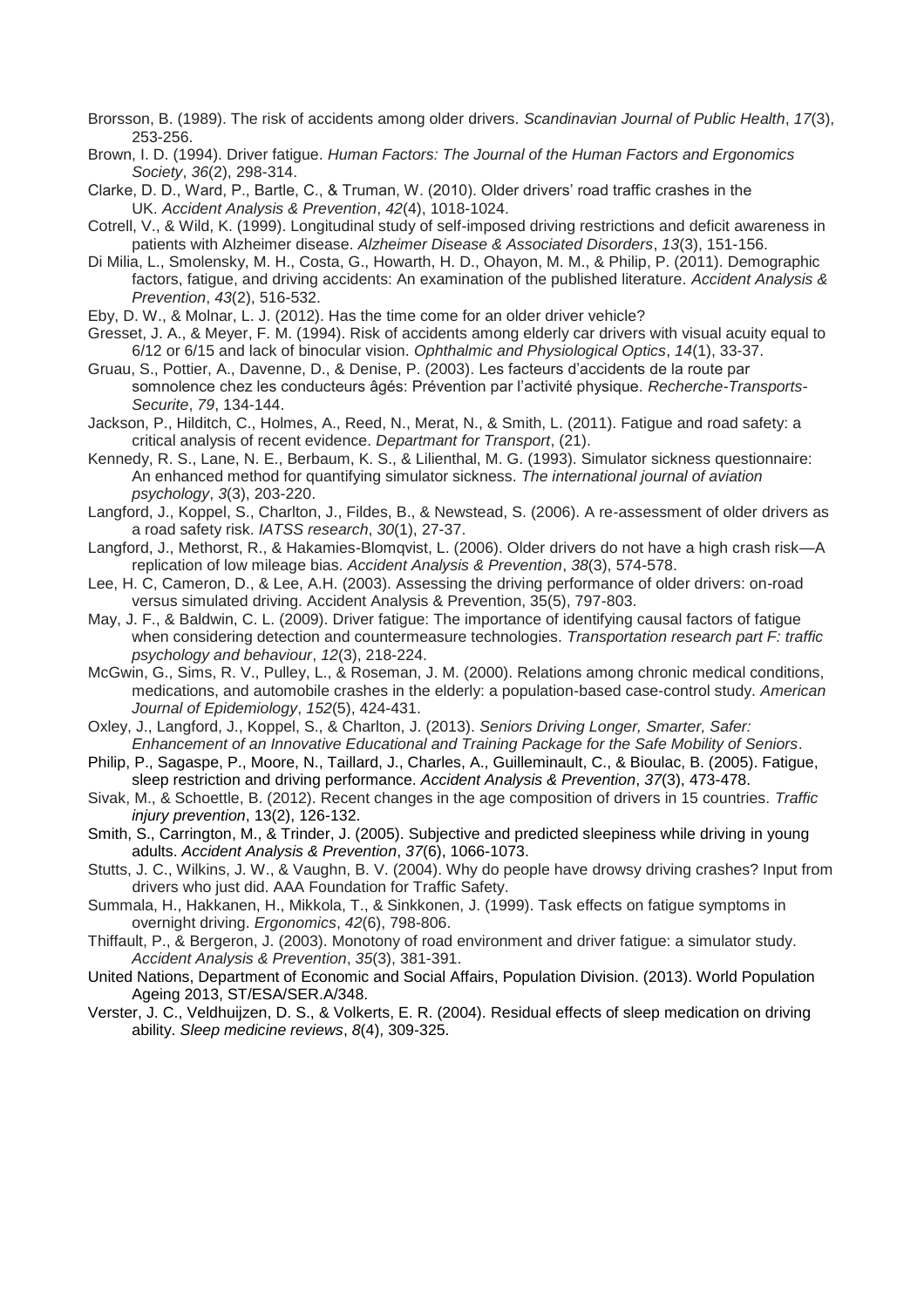Brorsson, B. (1989). The risk of accidents among older drivers. *Scandinavian Journal of Public Health*, *17*(3), 253-256.

Brown, I. D. (1994). Driver fatigue. *Human Factors: The Journal of the Human Factors and Ergonomics Society*, *36*(2), 298-314.

Clarke, D. D., Ward, P., Bartle, C., & Truman, W. (2010). Older drivers' road traffic crashes in the UK. *Accident Analysis & Prevention*, *42*(4), 1018-1024.

Cotrell, V., & Wild, K. (1999). Longitudinal study of self-imposed driving restrictions and deficit awareness in patients with Alzheimer disease. *Alzheimer Disease & Associated Disorders*, *13*(3), 151-156.

Di Milia, L., Smolensky, M. H., Costa, G., Howarth, H. D., Ohayon, M. M., & Philip, P. (2011). Demographic factors, fatigue, and driving accidents: An examination of the published literature. *Accident Analysis & Prevention*, *43*(2), 516-532.

Eby, D. W., & Molnar, L. J. (2012). Has the time come for an older driver vehicle?

Gresset, J. A., & Meyer, F. M. (1994). Risk of accidents among elderly car drivers with visual acuity equal to 6/12 or 6/15 and lack of binocular vision. *Ophthalmic and Physiological Optics*, *14*(1), 33-37.

Gruau, S., Pottier, A., Davenne, D., & Denise, P. (2003). Les facteurs d'accidents de la route par somnolence chez les conducteurs âgés: Prévention par l'activité physique. *Recherche-Transports-Securite*, *79*, 134-144.

Jackson, P., Hilditch, C., Holmes, A., Reed, N., Merat, N., & Smith, L. (2011). Fatigue and road safety: a critical analysis of recent evidence. *Departmant for Transport*, (21).

Kennedy, R. S., Lane, N. E., Berbaum, K. S., & Lilienthal, M. G. (1993). Simulator sickness questionnaire: An enhanced method for quantifying simulator sickness. *The international journal of aviation psychology*, *3*(3), 203-220.

Langford, J., Koppel, S., Charlton, J., Fildes, B., & Newstead, S. (2006). A re-assessment of older drivers as a road safety risk. *IATSS research*, *30*(1), 27-37.

Langford, J., Methorst, R., & Hakamies-Blomqvist, L. (2006). Older drivers do not have a high crash risk—A replication of low mileage bias. *Accident Analysis & Prevention*, *38*(3), 574-578.

Lee, H. C, Cameron, D., & Lee, A.H. (2003). Assessing the driving performance of older drivers: on-road versus simulated driving. Accident Analysis & Prevention, 35(5), 797-803.

May, J. F., & Baldwin, C. L. (2009). Driver fatigue: The importance of identifying causal factors of fatigue when considering detection and countermeasure technologies. *Transportation research part F: traffic psychology and behaviour*, *12*(3), 218-224.

McGwin, G., Sims, R. V., Pulley, L., & Roseman, J. M. (2000). Relations among chronic medical conditions, medications, and automobile crashes in the elderly: a population-based case-control study. *American Journal of Epidemiology*, *152*(5), 424-431.

Oxley, J., Langford, J., Koppel, S., & Charlton, J. (2013). *Seniors Driving Longer, Smarter, Safer: Enhancement of an Innovative Educational and Training Package for the Safe Mobility of Seniors*.

Philip, P., Sagaspe, P., Moore, N., Taillard, J., Charles, A., Guilleminault, C., & Bioulac, B. (2005). Fatigue, sleep restriction and driving performance. *Accident Analysis & Prevention*, *37*(3), 473-478.

Sivak, M., & Schoettle, B. (2012). Recent changes in the age composition of drivers in 15 countries. *Traffic injury prevention*, 13(2), 126-132.

Smith, S., Carrington, M., & Trinder, J. (2005). Subjective and predicted sleepiness while driving in young adults. *Accident Analysis & Prevention*, *37*(6), 1066-1073.

Stutts, J. C., Wilkins, J. W., & Vaughn, B. V. (2004). Why do people have drowsy driving crashes? Input from drivers who just did. AAA Foundation for Traffic Safety.

Summala, H., Hakkanen, H., Mikkola, T., & Sinkkonen, J. (1999). Task effects on fatigue symptoms in overnight driving. *Ergonomics*, *42*(6), 798-806.

Thiffault, P., & Bergeron, J. (2003). Monotony of road environment and driver fatigue: a simulator study. *Accident Analysis & Prevention*, *35*(3), 381-391.

United Nations, Department of Economic and Social Affairs, Population Division. (2013). World Population Ageing 2013, ST/ESA/SER.A/348.

Verster, J. C., Veldhuijzen, D. S., & Volkerts, E. R. (2004). Residual effects of sleep medication on driving ability. *Sleep medicine reviews*, *8*(4), 309-325.